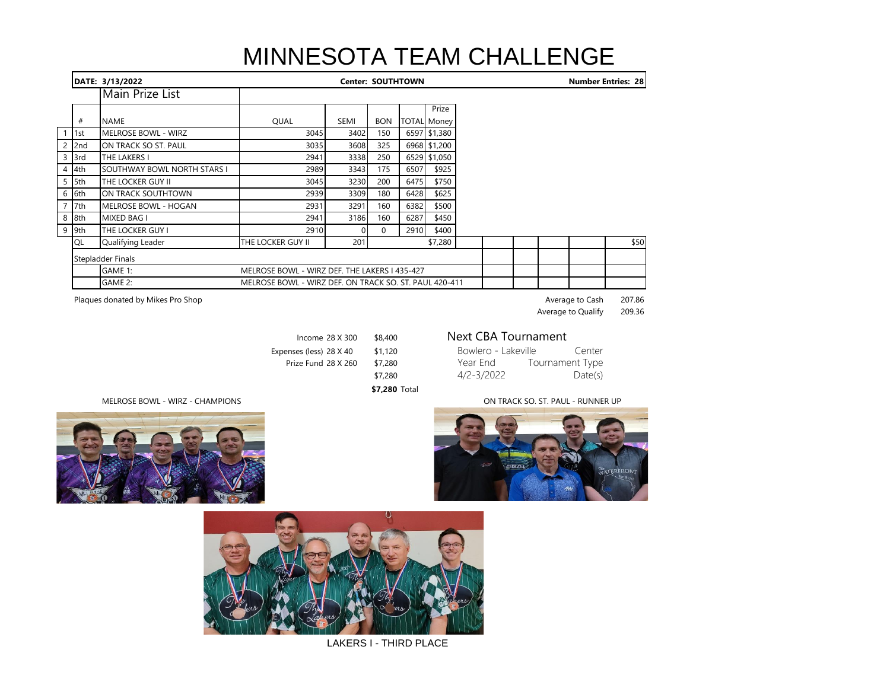# MINNESOTA TEAM CHALLENGE

**DATE: 3/13/2022** | **Center: SOUTHTOWN** | **Number Entries: 28**

## Main Prize List

| | # | NAME | QUAL | SEMI | BON | TOTAL | Prize Money |
|---|---|---|---|---|---|---|---|
| 1 | 1st | MELROSE BOWL - WIRZ | 3045 | 3402 | 150 | 6597 | $1,380 |
| 2 | 2nd | ON TRACK SO ST. PAUL | 3035 | 3608 | 325 | 6968 | $1,200 |
| 3 | 3rd | THE LAKERS I | 2941 | 3338 | 250 | 6529 | $1,050 |
| 4 | 4th | SOUTHWAY BOWL NORTH STARS I | 2989 | 3343 | 175 | 6507 | $925 |
| 5 | 5th | THE LOCKER GUY II | 3045 | 3230 | 200 | 6475 | $750 |
| 6 | 6th | ON TRACK SOUTHTOWN | 2939 | 3309 | 180 | 6428 | $625 |
| 7 | 7th | MELROSE BOWL - HOGAN | 2931 | 3291 | 160 | 6382 | $500 |
| 8 | 8th | MIXED BAG I | 2941 | 3186 | 160 | 6287 | $450 |
| 9 | 9th | THE LOCKER GUY I | 2910 | 0 | 0 | 2910 | $400 |
| | QL | Qualifying Leader | THE LOCKER GUY II | 201 | | | $7,280 |

Qualifying Leader prize: $50

**Stepladder Finals**

GAME 1: MELROSE BOWL - WIRZ DEF. THE LAKERS I 435-427

GAME 2: MELROSE BOWL - WIRZ DEF. ON TRACK SO. ST. PAUL 420-411

Plaques donated by Mikes Pro Shop

Average to Cash 207.86
Average to Qualify 209.36

| | | |
|---|---|---|
| Income | 28 X 300 | $8,400 |
| Expenses (less) | 28 X 40 | $1,120 |
| Prize Fund | 28 X 260 | $7,280 |
| | | $7,280 |
| | | **$7,280** Total |

## Next CBA Tournament

| | |
|---|---|
| Bowlero - Lakeville | Center |
| Year End | Tournament Type |
| 4/2-3/2022 | Date(s) |

MELROSE BOWL - WIRZ - CHAMPIONS

ON TRACK SO. ST. PAUL - RUNNER UP

LAKERS I - THIRD PLACE